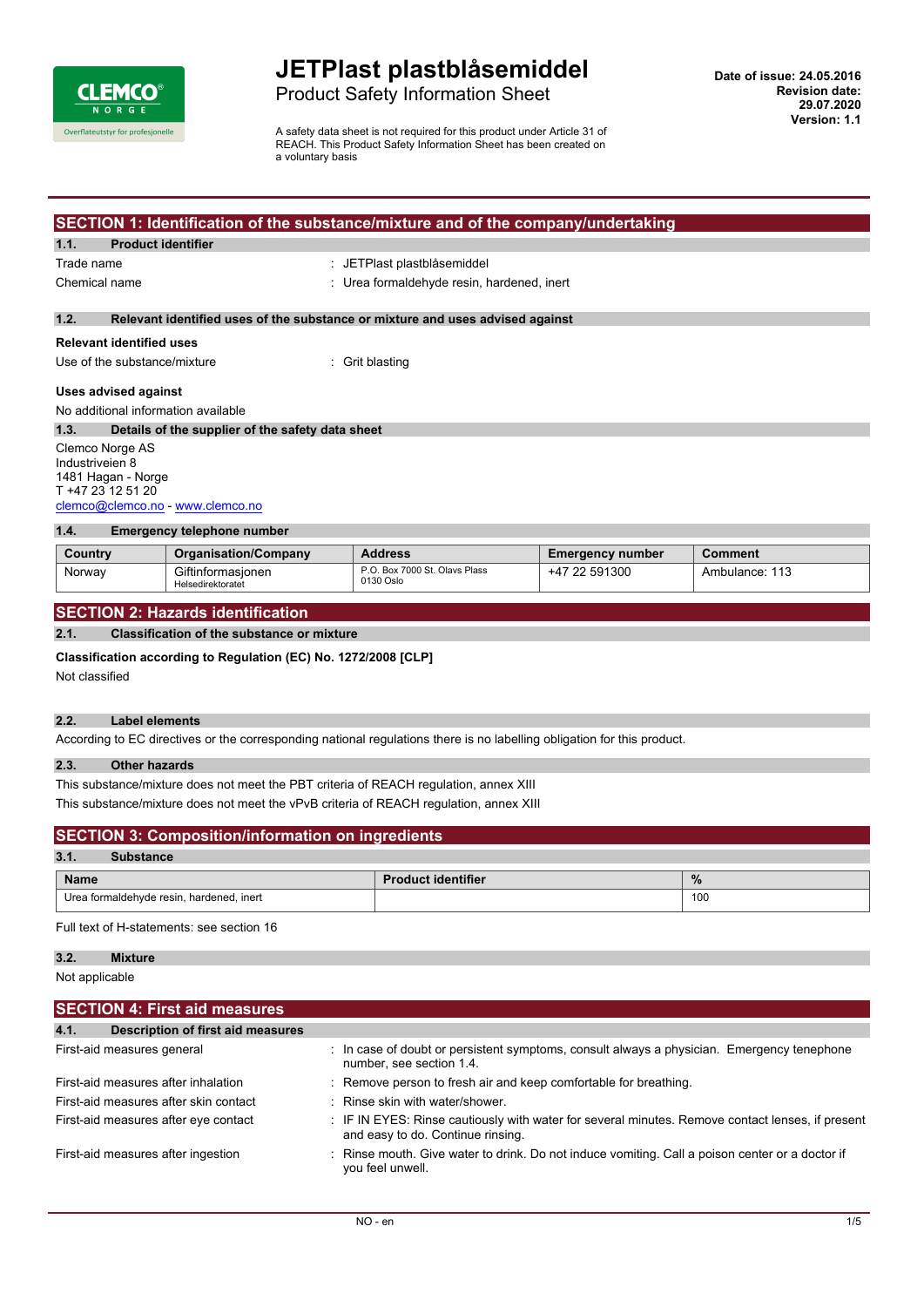# JETPlast plastblåsemiddel

Product Safety Information Sheet

A safety data sheet is not required for this product under Article 31 of REACH. This Product Safety Information Sheet has been created on a voluntary basis

**Date of issue: 24.05.2016**
**Revision date: 29.07.2020**
**Version: 1.1**

## SECTION 1: Identification of the substance/mixture and of the company/undertaking

### 1.1. Product identifier

Trade name : JETPlast plastblåsemiddel

Chemical name : Urea formaldehyde resin, hardened, inert

### 1.2. Relevant identified uses of the substance or mixture and uses advised against

**Relevant identified uses**

Use of the substance/mixture : Grit blasting

**Uses advised against**

No additional information available

### 1.3. Details of the supplier of the safety data sheet

Clemco Norge AS
Industriveien 8
1481 Hagan - Norge
T +47 23 12 51 20
clemco@clemco.no - www.clemco.no

### 1.4. Emergency telephone number

| Country | Organisation/Company | Address | Emergency number | Comment |
|---|---|---|---|---|
| Norway | Giftinformasjonen Helsedirektoratet | P.O. Box 7000 St. Olavs Plass 0130 Oslo | +47 22 591300 | Ambulance: 113 |

## SECTION 2: Hazards identification

### 2.1. Classification of the substance or mixture

**Classification according to Regulation (EC) No. 1272/2008 [CLP]**

Not classified

### 2.2. Label elements

According to EC directives or the corresponding national regulations there is no labelling obligation for this product.

### 2.3. Other hazards

This substance/mixture does not meet the PBT criteria of REACH regulation, annex XIII

This substance/mixture does not meet the vPvB criteria of REACH regulation, annex XIII

## SECTION 3: Composition/information on ingredients

### 3.1. Substance

| Name | Product identifier | % |
|---|---|---|
| Urea formaldehyde resin, hardened, inert | | 100 |

Full text of H-statements: see section 16

### 3.2. Mixture

Not applicable

## SECTION 4: First aid measures

### 4.1. Description of first aid measures

First-aid measures general : In case of doubt or persistent symptoms, consult always a physician. Emergency tenephone number, see section 1.4.

First-aid measures after inhalation : Remove person to fresh air and keep comfortable for breathing.

First-aid measures after skin contact : Rinse skin with water/shower.

First-aid measures after eye contact : IF IN EYES: Rinse cautiously with water for several minutes. Remove contact lenses, if present and easy to do. Continue rinsing.

First-aid measures after ingestion : Rinse mouth. Give water to drink. Do not induce vomiting. Call a poison center or a doctor if you feel unwell.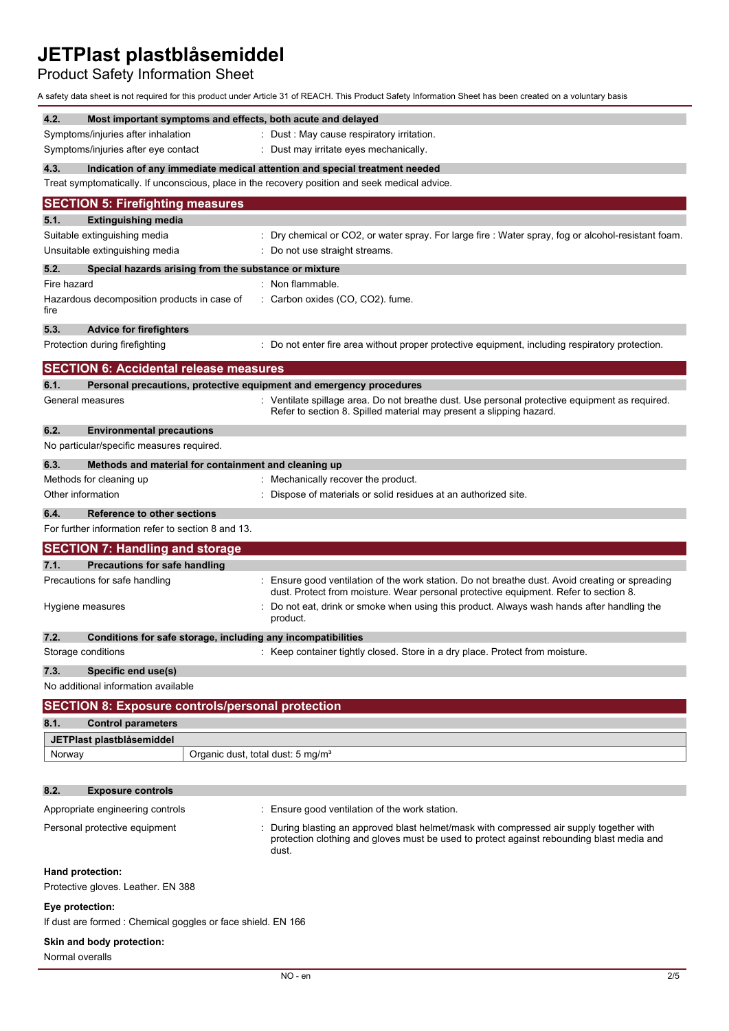# JETPlast plastblåsemiddel

Product Safety Information Sheet

A safety data sheet is not required for this product under Article 31 of REACH. This Product Safety Information Sheet has been created on a voluntary basis

### 4.2. Most important symptoms and effects, both acute and delayed

Symptoms/injuries after inhalation : Dust : May cause respiratory irritation.

Symptoms/injuries after eye contact : Dust may irritate eyes mechanically.

### 4.3. Indication of any immediate medical attention and special treatment needed

Treat symptomatically. If unconscious, place in the recovery position and seek medical advice.

## SECTION 5: Firefighting measures

### 5.1. Extinguishing media

Suitable extinguishing media : Dry chemical or $CO_2$, or water spray. For large fire : Water spray, fog or alcohol-resistant foam.

Unsuitable extinguishing media : Do not use straight streams.

### 5.2. Special hazards arising from the substance or mixture

Fire hazard : Non flammable.

Hazardous decomposition products in case of fire : Carbon oxides (CO, $CO_2$). fume.

### 5.3. Advice for firefighters

Protection during firefighting : Do not enter fire area without proper protective equipment, including respiratory protection.

## SECTION 6: Accidental release measures

### 6.1. Personal precautions, protective equipment and emergency procedures

General measures : Ventilate spillage area. Do not breathe dust. Use personal protective equipment as required. Refer to section 8. Spilled material may present a slipping hazard.

### 6.2. Environmental precautions

No particular/specific measures required.

### 6.3. Methods and material for containment and cleaning up

Methods for cleaning up : Mechanically recover the product.

Other information : Dispose of materials or solid residues at an authorized site.

### 6.4. Reference to other sections

For further information refer to section 8 and 13.

## SECTION 7: Handling and storage

### 7.1. Precautions for safe handling

Precautions for safe handling : Ensure good ventilation of the work station. Do not breathe dust. Avoid creating or spreading dust. Protect from moisture. Wear personal protective equipment. Refer to section 8.

Hygiene measures : Do not eat, drink or smoke when using this product. Always wash hands after handling the product.

### 7.2. Conditions for safe storage, including any incompatibilities

Storage conditions : Keep container tightly closed. Store in a dry place. Protect from moisture.

### 7.3. Specific end use(s)

No additional information available

## SECTION 8: Exposure controls/personal protection

### 8.1. Control parameters

| JETPlast plastblåsemiddel | |
|---|---|
| Norway | Organic dust, total dust: 5 mg/m³ |

### 8.2. Exposure controls

Appropriate engineering controls : Ensure good ventilation of the work station.

Personal protective equipment : During blasting an approved blast helmet/mask with compressed air supply together with protection clothing and gloves must be used to protect against rebounding blast media and dust.

**Hand protection:**

Protective gloves. Leather. EN 388

**Eye protection:**

If dust are formed : Chemical goggles or face shield. EN 166

**Skin and body protection:**

Normal overalls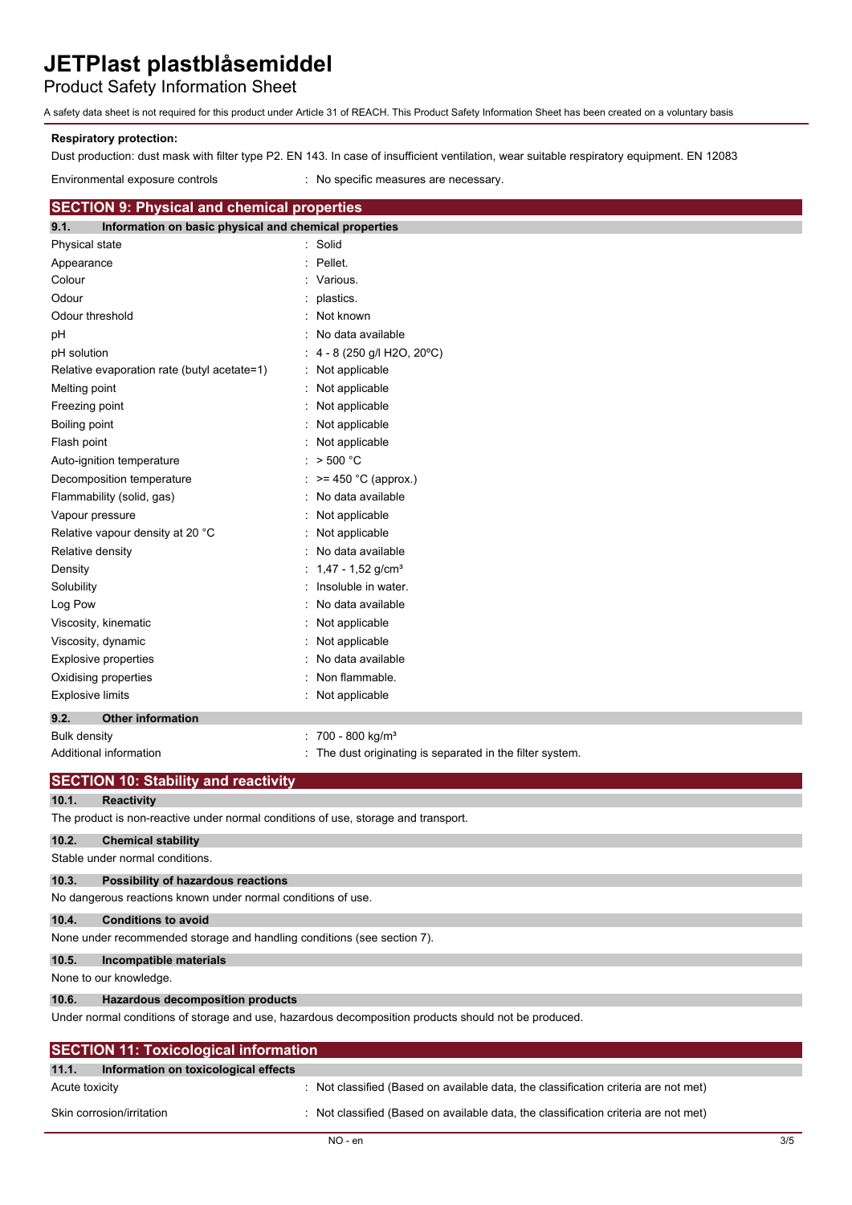**Respiratory protection:**

Dust production: dust mask with filter type P2. EN 143. In case of insufficient ventilation, wear suitable respiratory equipment. EN 12083

Environmental exposure controls : No specific measures are necessary.

## SECTION 9: Physical and chemical properties

### 9.1. Information on basic physical and chemical properties

| | |
|---|---|
| Physical state | : Solid |
| Appearance | : Pellet. |
| Colour | : Various. |
| Odour | : plastics. |
| Odour threshold | : Not known |
| pH | : No data available |
| pH solution | : 4 - 8 (250 g/l $H_2O$, 20ºC) |
| Relative evaporation rate (butyl acetate=1) | : Not applicable |
| Melting point | : Not applicable |
| Freezing point | : Not applicable |
| Boiling point | : Not applicable |
| Flash point | : Not applicable |
| Auto-ignition temperature | : > 500 °C |
| Decomposition temperature | : >= 450 °C (approx.) |
| Flammability (solid, gas) | : No data available |
| Vapour pressure | : Not applicable |
| Relative vapour density at 20 °C | : Not applicable |
| Relative density | : No data available |
| Density | : 1,47 - 1,52 g/cm³ |
| Solubility | : Insoluble in water. |
| Log Pow | : No data available |
| Viscosity, kinematic | : Not applicable |
| Viscosity, dynamic | : Not applicable |
| Explosive properties | : No data available |
| Oxidising properties | : Non flammable. |
| Explosive limits | : Not applicable |

### 9.2. Other information

| | |
|---|---|
| Bulk density | : 700 - 800 kg/m³ |
| Additional information | : The dust originating is separated in the filter system. |

## SECTION 10: Stability and reactivity

### 10.1. Reactivity

The product is non-reactive under normal conditions of use, storage and transport.

### 10.2. Chemical stability

Stable under normal conditions.

### 10.3. Possibility of hazardous reactions

No dangerous reactions known under normal conditions of use.

### 10.4. Conditions to avoid

None under recommended storage and handling conditions (see section 7).

### 10.5. Incompatible materials

None to our knowledge.

### 10.6. Hazardous decomposition products

Under normal conditions of storage and use, hazardous decomposition products should not be produced.

## SECTION 11: Toxicological information

### 11.1. Information on toxicological effects

| | |
|---|---|
| Acute toxicity | : Not classified (Based on available data, the classification criteria are not met) |
| Skin corrosion/irritation | : Not classified (Based on available data, the classification criteria are not met) |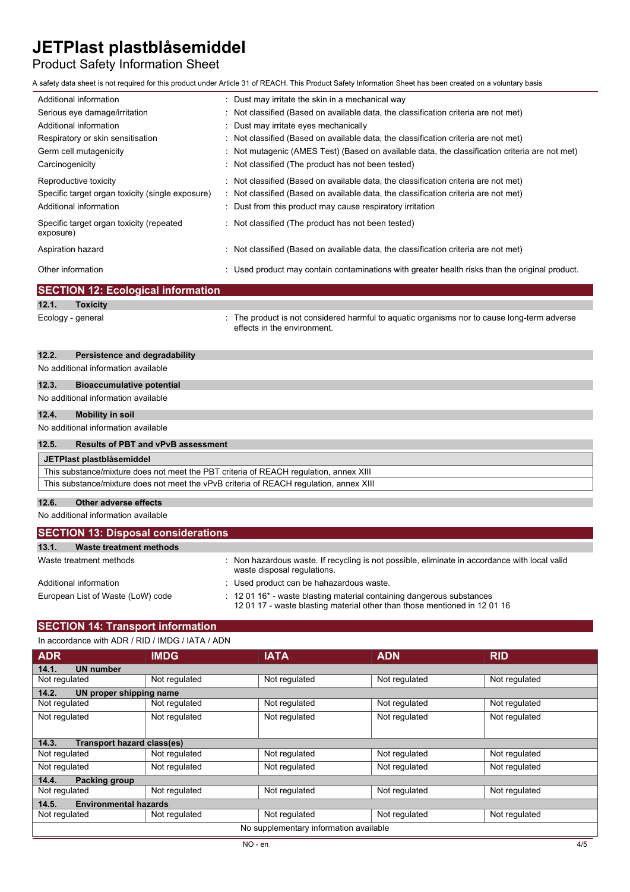A safety data sheet is not required for this product under Article 31 of REACH. This Product Safety Information Sheet has been created on a voluntary basis

| | |
|---|---|
| Additional information | : Dust may irritate the skin in a mechanical way |
| Serious eye damage/irritation | : Not classified (Based on available data, the classification criteria are not met) |
| Additional information | : Dust may irritate eyes mechanically |
| Respiratory or skin sensitisation | : Not classified (Based on available data, the classification criteria are not met) |
| Germ cell mutagenicity | : Not mutagenic (AMES Test) (Based on available data, the classification criteria are not met) |
| Carcinogenicity | : Not classified (The product has not been tested) |
| Reproductive toxicity | : Not classified (Based on available data, the classification criteria are not met) |
| Specific target organ toxicity (single exposure) | : Not classified (Based on available data, the classification criteria are not met) |
| Additional information | : Dust from this product may cause respiratory irritation |
| Specific target organ toxicity (repeated exposure) | : Not classified (The product has not been tested) |
| Aspiration hazard | : Not classified (Based on available data, the classification criteria are not met) |
| Other information | : Used product may contain contaminations with greater health risks than the original product. |

## SECTION 12: Ecological information

### 12.1. Toxicity

| | |
|---|---|
| Ecology - general | : The product is not considered harmful to aquatic organisms nor to cause long-term adverse effects in the environment. |

### 12.2. Persistence and degradability

No additional information available

### 12.3. Bioaccumulative potential

No additional information available

### 12.4. Mobility in soil

No additional information available

### 12.5. Results of PBT and vPvB assessment

| JETPlast plastblåsemiddel |
|---|
| This substance/mixture does not meet the PBT criteria of REACH regulation, annex XIII |
| This substance/mixture does not meet the vPvB criteria of REACH regulation, annex XIII |

### 12.6. Other adverse effects

No additional information available

## SECTION 13: Disposal considerations

### 13.1. Waste treatment methods

| | |
|---|---|
| Waste treatment methods | : Non hazardous waste. If recycling is not possible, eliminate in accordance with local valid waste disposal regulations. |
| Additional information | : Used product can be hahazardous waste. |
| European List of Waste (LoW) code | : 12 01 16* - waste blasting material containing dangerous substances<br>12 01 17 - waste blasting material other than those mentioned in 12 01 16 |

## SECTION 14: Transport information

In accordance with ADR / RID / IMDG / IATA / ADN

| ADR | IMDG | IATA | ADN | RID |
|---|---|---|---|---|
| **14.1. UN number** | | | | |
| Not regulated | Not regulated | Not regulated | Not regulated | Not regulated |
| **14.2. UN proper shipping name** | | | | |
| Not regulated | Not regulated | Not regulated | Not regulated | Not regulated |
| Not regulated | Not regulated | Not regulated | Not regulated | Not regulated |
| **14.3. Transport hazard class(es)** | | | | |
| Not regulated | Not regulated | Not regulated | Not regulated | Not regulated |
| Not regulated | Not regulated | Not regulated | Not regulated | Not regulated |
| **14.4. Packing group** | | | | |
| Not regulated | Not regulated | Not regulated | Not regulated | Not regulated |
| **14.5. Environmental hazards** | | | | |
| Not regulated | Not regulated | Not regulated | Not regulated | Not regulated |
| No supplementary information available | | | | |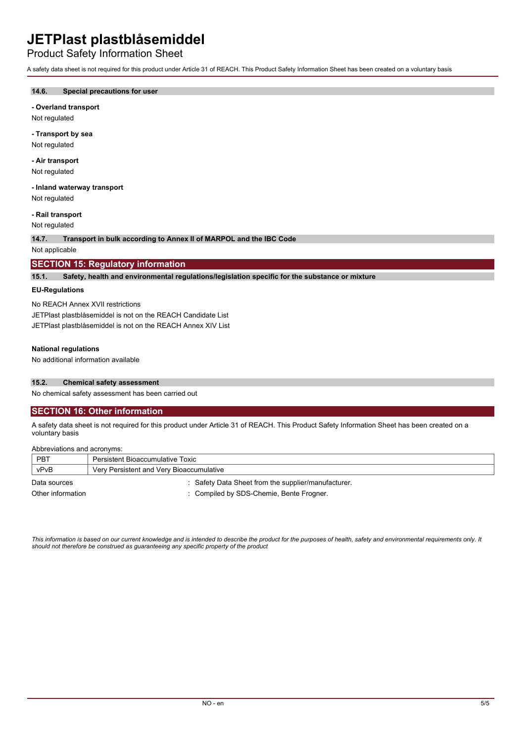#### 14.6. Special precautions for user

**- Overland transport**

Not regulated

**- Transport by sea**

Not regulated

**- Air transport**

Not regulated

**- Inland waterway transport**

Not regulated

**- Rail transport**

Not regulated

#### 14.7. Transport in bulk according to Annex II of MARPOL and the IBC Code

Not applicable

## SECTION 15: Regulatory information

#### 15.1. Safety, health and environmental regulations/legislation specific for the substance or mixture

**EU-Regulations**

No REACH Annex XVII restrictions

JETPlast plastblåsemiddel is not on the REACH Candidate List

JETPlast plastblåsemiddel is not on the REACH Annex XIV List

**National regulations**

No additional information available

#### 15.2. Chemical safety assessment

No chemical safety assessment has been carried out

## SECTION 16: Other information

A safety data sheet is not required for this product under Article 31 of REACH. This Product Safety Information Sheet has been created on a voluntary basis

Abbreviations and acronyms:

| | |
|---|---|
| PBT | Persistent Bioaccumulative Toxic |
| vPvB | Very Persistent and Very Bioaccumulative |

Data sources : Safety Data Sheet from the supplier/manufacturer.

Other information : Compiled by SDS-Chemie, Bente Frogner.

*This information is based on our current knowledge and is intended to describe the product for the purposes of health, safety and environmental requirements only. It should not therefore be construed as guaranteeing any specific property of the product*